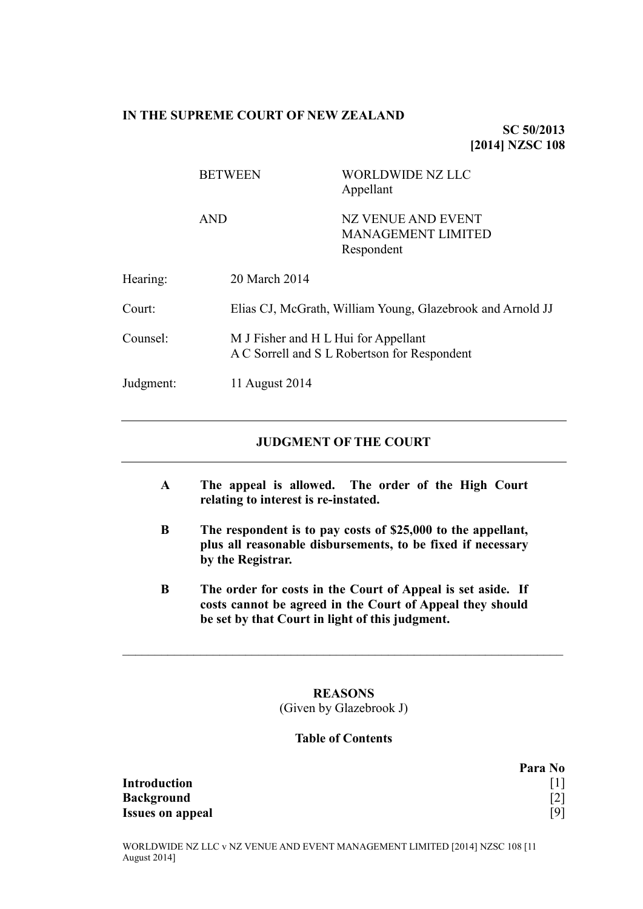**IN THE SUPREME COURT OF NEW ZEALAND**

**SC 50/2013**
**[2014] NZSC 108**

| | | |
|---|---|---|
| BETWEEN | WORLDWIDE NZ LLC<br>Appellant | |
| AND | NZ VENUE AND EVENT MANAGEMENT LIMITED<br>Respondent | |

| | |
|---|---|
| Hearing: | 20 March 2014 |
| Court: | Elias CJ, McGrath, William Young, Glazebrook and Arnold JJ |
| Counsel: | M J Fisher and H L Hui for Appellant<br>A C Sorrell and S L Robertson for Respondent |
| Judgment: | 11 August 2014 |

---

**JUDGMENT OF THE COURT**

---

**A The appeal is allowed. The order of the High Court relating to interest is re-instated.**

**B The respondent is to pay costs of $25,000 to the appellant, plus all reasonable disbursements, to be fixed if necessary by the Registrar.**

**B The order for costs in the Court of Appeal is set aside. If costs cannot be agreed in the Court of Appeal they should be set by that Court in light of this judgment.**

---

**REASONS**
(Given by Glazebrook J)

**Table of Contents**

| | Para No |
|---|---|
| **Introduction** | [1] |
| **Background** | [2] |
| **Issues on appeal** | [9] |

WORLDWIDE NZ LLC v NZ VENUE AND EVENT MANAGEMENT LIMITED [2014] NZSC 108 [11 August 2014]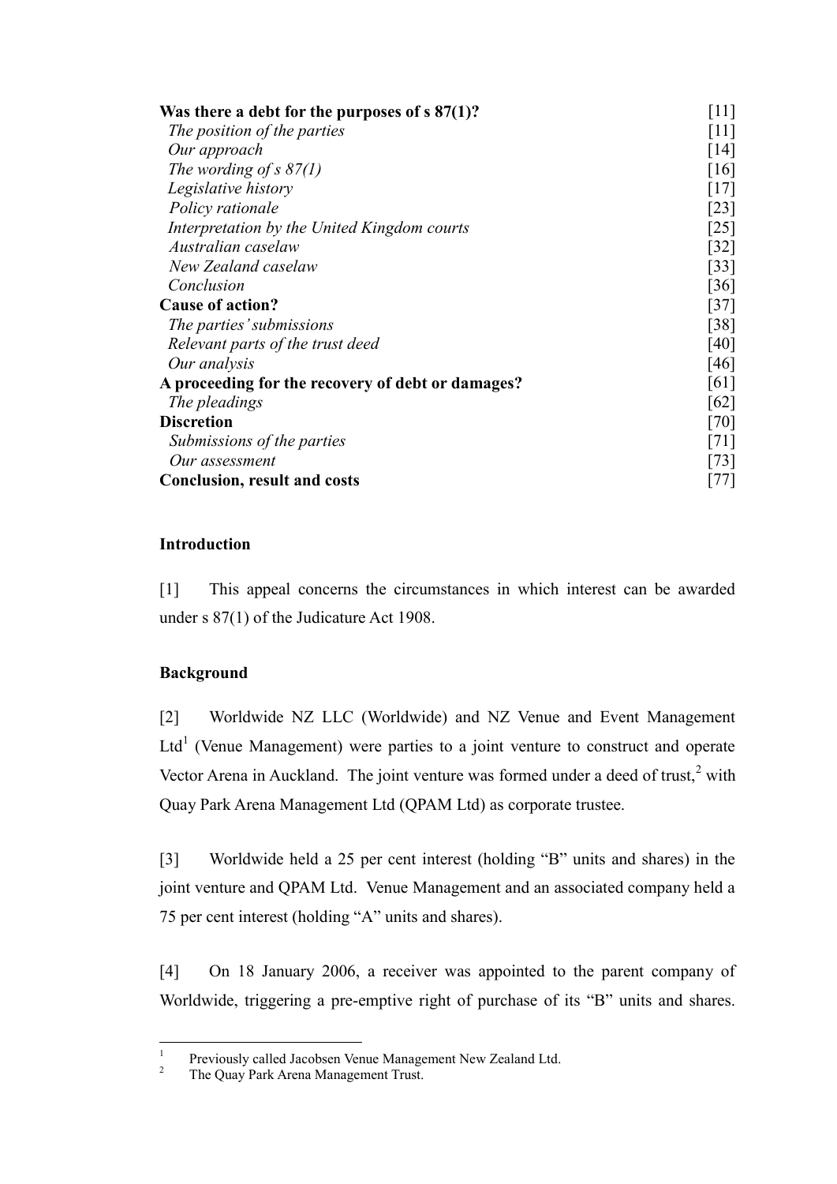| | |
|---|---|
| **Was there a debt for the purposes of s 87(1)?** | [11] |
| *The position of the parties* | [11] |
| *Our approach* | [14] |
| *The wording of s 87(1)* | [16] |
| *Legislative history* | [17] |
| *Policy rationale* | [23] |
| *Interpretation by the United Kingdom courts* | [25] |
| *Australian caselaw* | [32] |
| *New Zealand caselaw* | [33] |
| *Conclusion* | [36] |
| **Cause of action?** | [37] |
| *The parties' submissions* | [38] |
| *Relevant parts of the trust deed* | [40] |
| *Our analysis* | [46] |
| **A proceeding for the recovery of debt or damages?** | [61] |
| *The pleadings* | [62] |
| **Discretion** | [70] |
| *Submissions of the parties* | [71] |
| *Our assessment* | [73] |
| **Conclusion, result and costs** | [77] |

## Introduction

[1] This appeal concerns the circumstances in which interest can be awarded under s 87(1) of the Judicature Act 1908.

## Background

[2] Worldwide NZ LLC (Worldwide) and NZ Venue and Event Management Ltd[1] (Venue Management) were parties to a joint venture to construct and operate Vector Arena in Auckland. The joint venture was formed under a deed of trust,[2] with Quay Park Arena Management Ltd (QPAM Ltd) as corporate trustee.

[3] Worldwide held a 25 per cent interest (holding "B" units and shares) in the joint venture and QPAM Ltd. Venue Management and an associated company held a 75 per cent interest (holding "A" units and shares).

[4] On 18 January 2006, a receiver was appointed to the parent company of Worldwide, triggering a pre-emptive right of purchase of its "B" units and shares.

[1] Previously called Jacobsen Venue Management New Zealand Ltd.
[2] The Quay Park Arena Management Trust.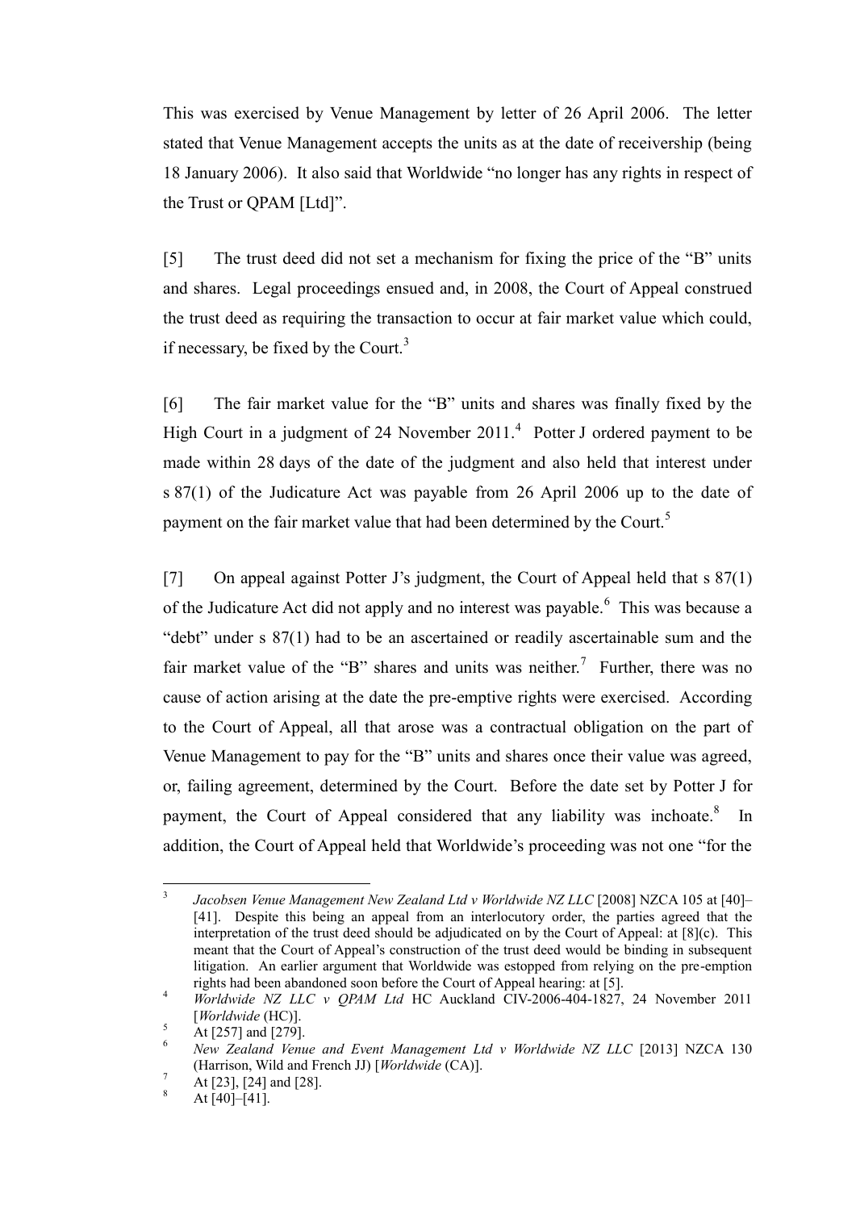This was exercised by Venue Management by letter of 26 April 2006. The letter stated that Venue Management accepts the units as at the date of receivership (being 18 January 2006). It also said that Worldwide "no longer has any rights in respect of the Trust or QPAM [Ltd]".

[5] The trust deed did not set a mechanism for fixing the price of the "B" units and shares. Legal proceedings ensued and, in 2008, the Court of Appeal construed the trust deed as requiring the transaction to occur at fair market value which could, if necessary, be fixed by the Court.[3]

[6] The fair market value for the "B" units and shares was finally fixed by the High Court in a judgment of 24 November 2011.[4] Potter J ordered payment to be made within 28 days of the date of the judgment and also held that interest under s 87(1) of the Judicature Act was payable from 26 April 2006 up to the date of payment on the fair market value that had been determined by the Court.[5]

[7] On appeal against Potter J's judgment, the Court of Appeal held that s 87(1) of the Judicature Act did not apply and no interest was payable.[6] This was because a "debt" under s 87(1) had to be an ascertained or readily ascertainable sum and the fair market value of the "B" shares and units was neither.[7] Further, there was no cause of action arising at the date the pre-emptive rights were exercised. According to the Court of Appeal, all that arose was a contractual obligation on the part of Venue Management to pay for the "B" units and shares once their value was agreed, or, failing agreement, determined by the Court. Before the date set by Potter J for payment, the Court of Appeal considered that any liability was inchoate.[8] In addition, the Court of Appeal held that Worldwide's proceeding was not one "for the

---

[3] *Jacobsen Venue Management New Zealand Ltd v Worldwide NZ LLC* [2008] NZCA 105 at [40]–[41]. Despite this being an appeal from an interlocutory order, the parties agreed that the interpretation of the trust deed should be adjudicated on by the Court of Appeal: at [8](c). This meant that the Court of Appeal's construction of the trust deed would be binding in subsequent litigation. An earlier argument that Worldwide was estopped from relying on the pre-emption rights had been abandoned soon before the Court of Appeal hearing: at [5].

[4] *Worldwide NZ LLC v QPAM Ltd* HC Auckland CIV-2006-404-1827, 24 November 2011 [*Worldwide* (HC)].

[5] At [257] and [279].

[6] *New Zealand Venue and Event Management Ltd v Worldwide NZ LLC* [2013] NZCA 130 (Harrison, Wild and French JJ) [*Worldwide* (CA)].

[7] At [23], [24] and [28].

[8] At [40]–[41].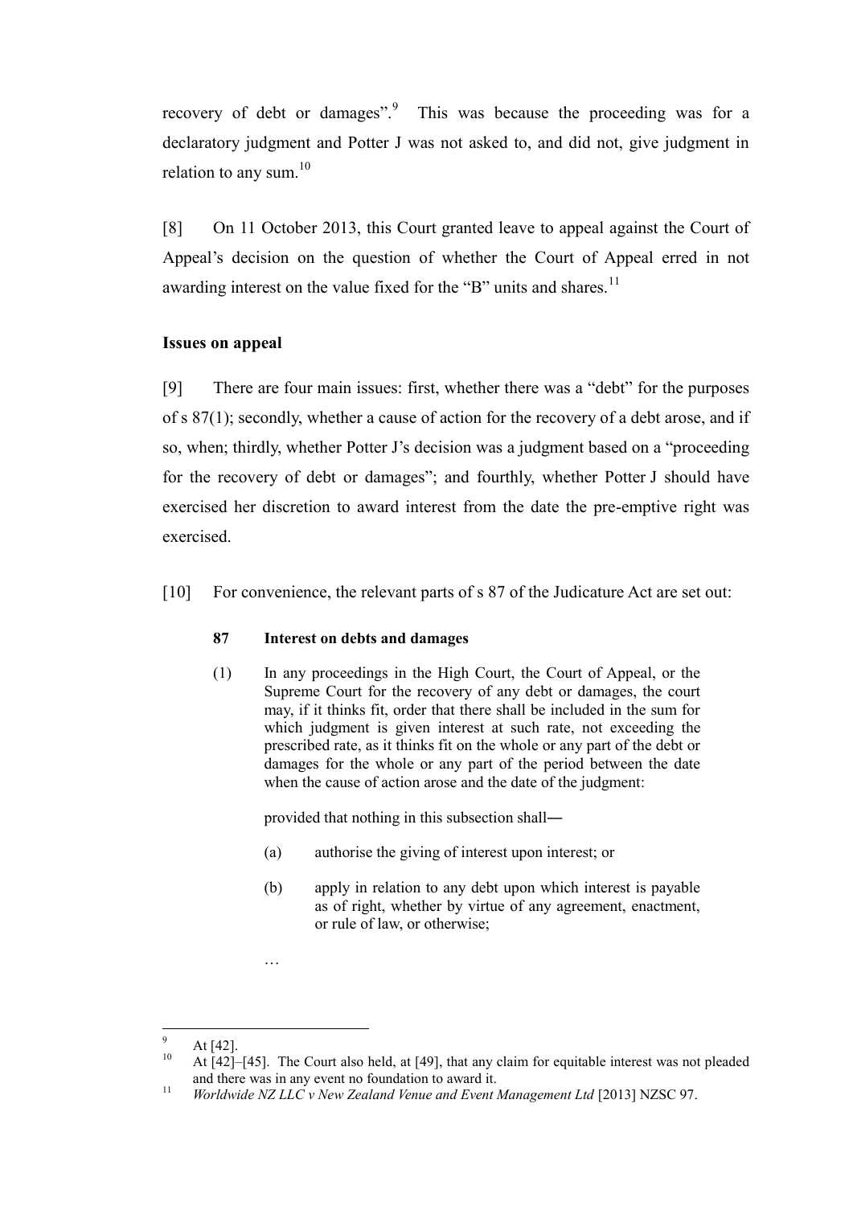recovery of debt or damages".[9] This was because the proceeding was for a declaratory judgment and Potter J was not asked to, and did not, give judgment in relation to any sum.[10]

[8] On 11 October 2013, this Court granted leave to appeal against the Court of Appeal's decision on the question of whether the Court of Appeal erred in not awarding interest on the value fixed for the "B" units and shares.[11]

## Issues on appeal

[9] There are four main issues: first, whether there was a "debt" for the purposes of s 87(1); secondly, whether a cause of action for the recovery of a debt arose, and if so, when; thirdly, whether Potter J's decision was a judgment based on a "proceeding for the recovery of debt or damages"; and fourthly, whether Potter J should have exercised her discretion to award interest from the date the pre-emptive right was exercised.

[10] For convenience, the relevant parts of s 87 of the Judicature Act are set out:

> **87 Interest on debts and damages**
>
> (1) In any proceedings in the High Court, the Court of Appeal, or the Supreme Court for the recovery of any debt or damages, the court may, if it thinks fit, order that there shall be included in the sum for which judgment is given interest at such rate, not exceeding the prescribed rate, as it thinks fit on the whole or any part of the debt or damages for the whole or any part of the period between the date when the cause of action arose and the date of the judgment:
>
> provided that nothing in this subsection shall—
>
> (a) authorise the giving of interest upon interest; or
>
> (b) apply in relation to any debt upon which interest is payable as of right, whether by virtue of any agreement, enactment, or rule of law, or otherwise;
>
> …

---

[9] At [42].

[10] At [42]–[45]. The Court also held, at [49], that any claim for equitable interest was not pleaded and there was in any event no foundation to award it.

[11] *Worldwide NZ LLC v New Zealand Venue and Event Management Ltd* [2013] NZSC 97.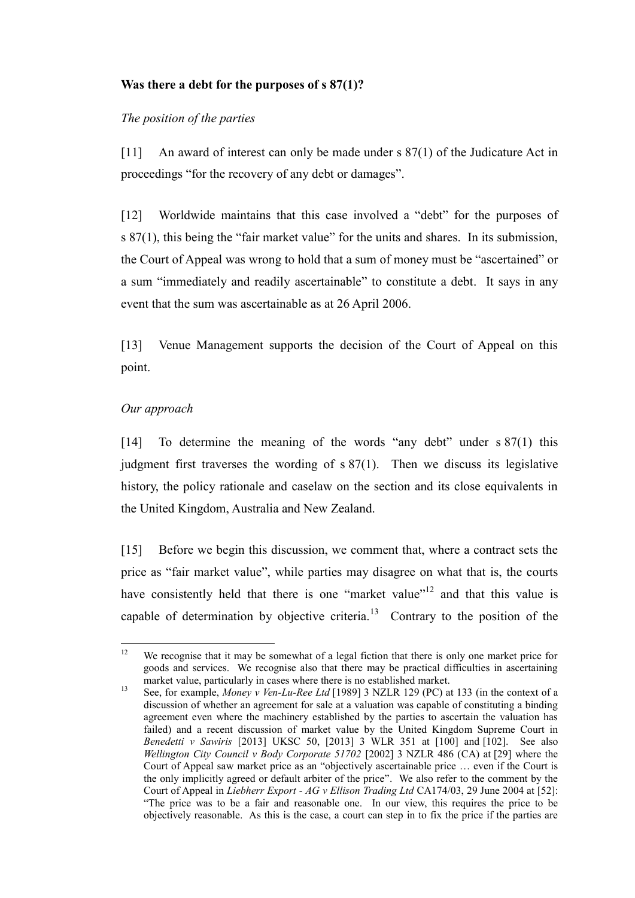**Was there a debt for the purposes of s 87(1)?**

*The position of the parties*

[11] An award of interest can only be made under s 87(1) of the Judicature Act in proceedings "for the recovery of any debt or damages".

[12] Worldwide maintains that this case involved a "debt" for the purposes of s 87(1), this being the "fair market value" for the units and shares. In its submission, the Court of Appeal was wrong to hold that a sum of money must be "ascertained" or a sum "immediately and readily ascertainable" to constitute a debt. It says in any event that the sum was ascertainable as at 26 April 2006.

[13] Venue Management supports the decision of the Court of Appeal on this point.

*Our approach*

[14] To determine the meaning of the words "any debt" under s 87(1) this judgment first traverses the wording of s 87(1). Then we discuss its legislative history, the policy rationale and caselaw on the section and its close equivalents in the United Kingdom, Australia and New Zealand.

[15] Before we begin this discussion, we comment that, where a contract sets the price as "fair market value", while parties may disagree on what that is, the courts have consistently held that there is one "market value"[12] and that this value is capable of determination by objective criteria.[13] Contrary to the position of the

---

[12] We recognise that it may be somewhat of a legal fiction that there is only one market price for goods and services. We recognise also that there may be practical difficulties in ascertaining market value, particularly in cases where there is no established market.

[13] See, for example, *Money v Ven-Lu-Ree Ltd* [1989] 3 NZLR 129 (PC) at 133 (in the context of a discussion of whether an agreement for sale at a valuation was capable of constituting a binding agreement even where the machinery established by the parties to ascertain the valuation has failed) and a recent discussion of market value by the United Kingdom Supreme Court in *Benedetti v Sawiris* [2013] UKSC 50, [2013] 3 WLR 351 at [100] and [102]. See also *Wellington City Council v Body Corporate 51702* [2002] 3 NZLR 486 (CA) at [29] where the Court of Appeal saw market price as an "objectively ascertainable price … even if the Court is the only implicitly agreed or default arbiter of the price". We also refer to the comment by the Court of Appeal in *Liebherr Export - AG v Ellison Trading Ltd* CA174/03, 29 June 2004 at [52]: "The price was to be a fair and reasonable one. In our view, this requires the price to be objectively reasonable. As this is the case, a court can step in to fix the price if the parties are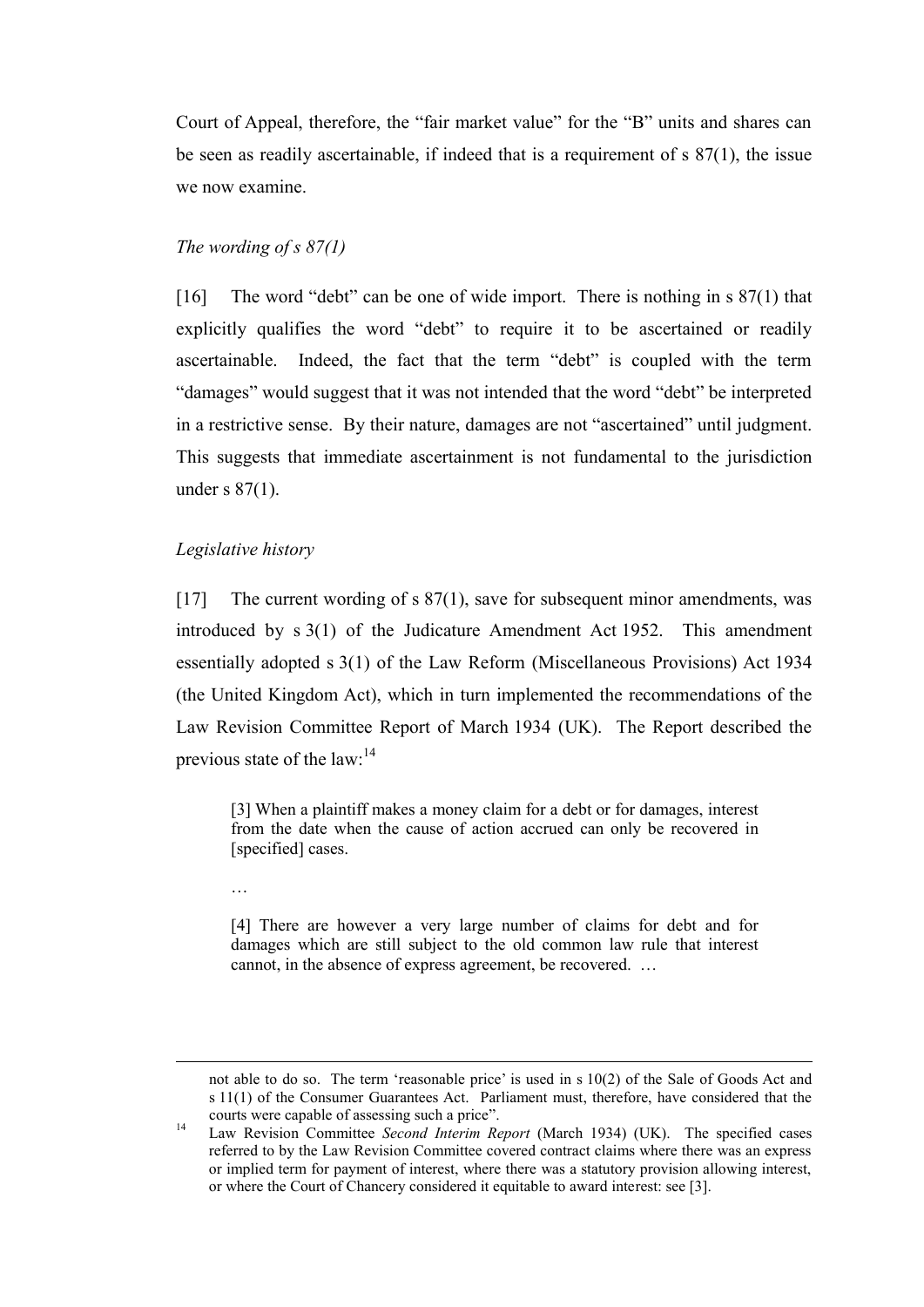Court of Appeal, therefore, the "fair market value" for the "B" units and shares can be seen as readily ascertainable, if indeed that is a requirement of s 87(1), the issue we now examine.

*The wording of s 87(1)*

[16] The word "debt" can be one of wide import. There is nothing in s 87(1) that explicitly qualifies the word "debt" to require it to be ascertained or readily ascertainable. Indeed, the fact that the term "debt" is coupled with the term "damages" would suggest that it was not intended that the word "debt" be interpreted in a restrictive sense. By their nature, damages are not "ascertained" until judgment. This suggests that immediate ascertainment is not fundamental to the jurisdiction under s 87(1).

*Legislative history*

[17] The current wording of s 87(1), save for subsequent minor amendments, was introduced by s 3(1) of the Judicature Amendment Act 1952. This amendment essentially adopted s 3(1) of the Law Reform (Miscellaneous Provisions) Act 1934 (the United Kingdom Act), which in turn implemented the recommendations of the Law Revision Committee Report of March 1934 (UK). The Report described the previous state of the law:[14]

> [3] When a plaintiff makes a money claim for a debt or for damages, interest from the date when the cause of action accrued can only be recovered in [specified] cases.
>
> …
>
> [4] There are however a very large number of claims for debt and for damages which are still subject to the old common law rule that interest cannot, in the absence of express agreement, be recovered. …

---

not able to do so. The term 'reasonable price' is used in s 10(2) of the Sale of Goods Act and s 11(1) of the Consumer Guarantees Act. Parliament must, therefore, have considered that the courts were capable of assessing such a price".

[14] Law Revision Committee *Second Interim Report* (March 1934) (UK). The specified cases referred to by the Law Revision Committee covered contract claims where there was an express or implied term for payment of interest, where there was a statutory provision allowing interest, or where the Court of Chancery considered it equitable to award interest: see [3].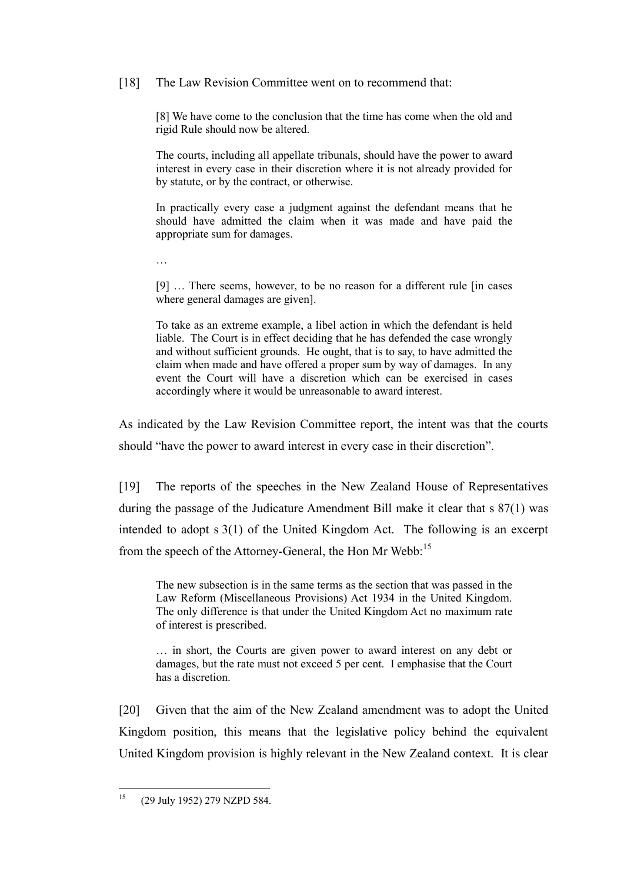[18] The Law Revision Committee went on to recommend that:

> [8] We have come to the conclusion that the time has come when the old and rigid Rule should now be altered.
>
> The courts, including all appellate tribunals, should have the power to award interest in every case in their discretion where it is not already provided for by statute, or by the contract, or otherwise.
>
> In practically every case a judgment against the defendant means that he should have admitted the claim when it was made and have paid the appropriate sum for damages.
>
> …
>
> [9] … There seems, however, to be no reason for a different rule [in cases where general damages are given].
>
> To take as an extreme example, a libel action in which the defendant is held liable. The Court is in effect deciding that he has defended the case wrongly and without sufficient grounds. He ought, that is to say, to have admitted the claim when made and have offered a proper sum by way of damages. In any event the Court will have a discretion which can be exercised in cases accordingly where it would be unreasonable to award interest.

As indicated by the Law Revision Committee report, the intent was that the courts should "have the power to award interest in every case in their discretion".

[19] The reports of the speeches in the New Zealand House of Representatives during the passage of the Judicature Amendment Bill make it clear that s 87(1) was intended to adopt s 3(1) of the United Kingdom Act. The following is an excerpt from the speech of the Attorney-General, the Hon Mr Webb:[15]

> The new subsection is in the same terms as the section that was passed in the Law Reform (Miscellaneous Provisions) Act 1934 in the United Kingdom. The only difference is that under the United Kingdom Act no maximum rate of interest is prescribed.
>
> … in short, the Courts are given power to award interest on any debt or damages, but the rate must not exceed 5 per cent. I emphasise that the Court has a discretion.

[20] Given that the aim of the New Zealand amendment was to adopt the United Kingdom position, this means that the legislative policy behind the equivalent United Kingdom provision is highly relevant in the New Zealand context. It is clear

---

[15] (29 July 1952) 279 NZPD 584.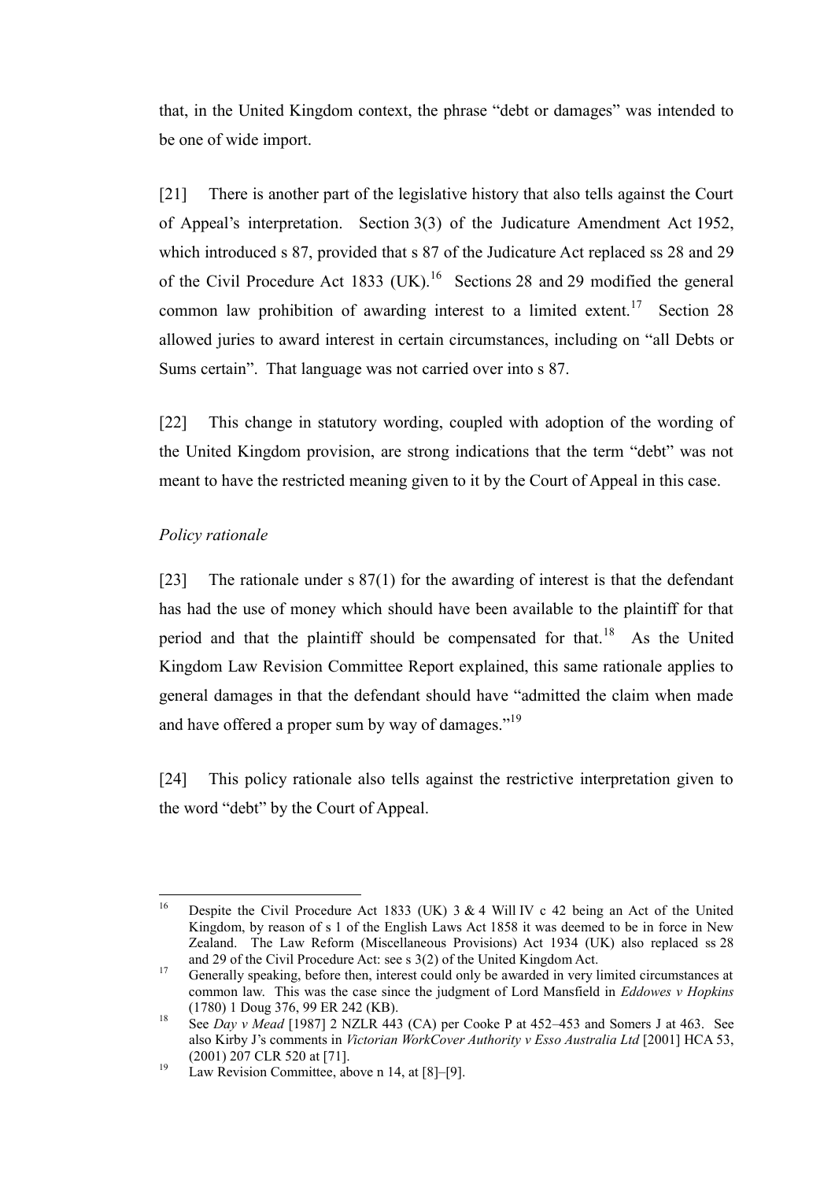that, in the United Kingdom context, the phrase "debt or damages" was intended to be one of wide import.

[21] There is another part of the legislative history that also tells against the Court of Appeal's interpretation. Section 3(3) of the Judicature Amendment Act 1952, which introduced s 87, provided that s 87 of the Judicature Act replaced ss 28 and 29 of the Civil Procedure Act 1833 (UK).[16] Sections 28 and 29 modified the general common law prohibition of awarding interest to a limited extent.[17] Section 28 allowed juries to award interest in certain circumstances, including on "all Debts or Sums certain". That language was not carried over into s 87.

[22] This change in statutory wording, coupled with adoption of the wording of the United Kingdom provision, are strong indications that the term "debt" was not meant to have the restricted meaning given to it by the Court of Appeal in this case.

*Policy rationale*

[23] The rationale under s 87(1) for the awarding of interest is that the defendant has had the use of money which should have been available to the plaintiff for that period and that the plaintiff should be compensated for that.[18] As the United Kingdom Law Revision Committee Report explained, this same rationale applies to general damages in that the defendant should have "admitted the claim when made and have offered a proper sum by way of damages."[19]

[24] This policy rationale also tells against the restrictive interpretation given to the word "debt" by the Court of Appeal.

---

[16] Despite the Civil Procedure Act 1833 (UK) 3 & 4 Will IV c 42 being an Act of the United Kingdom, by reason of s 1 of the English Laws Act 1858 it was deemed to be in force in New Zealand. The Law Reform (Miscellaneous Provisions) Act 1934 (UK) also replaced ss 28 and 29 of the Civil Procedure Act: see s 3(2) of the United Kingdom Act.

[17] Generally speaking, before then, interest could only be awarded in very limited circumstances at common law. This was the case since the judgment of Lord Mansfield in *Eddowes v Hopkins* (1780) 1 Doug 376, 99 ER 242 (KB).

[18] See *Day v Mead* [1987] 2 NZLR 443 (CA) per Cooke P at 452–453 and Somers J at 463. See also Kirby J's comments in *Victorian WorkCover Authority v Esso Australia Ltd* [2001] HCA 53, (2001) 207 CLR 520 at [71].

[19] Law Revision Committee, above n 14, at [8]–[9].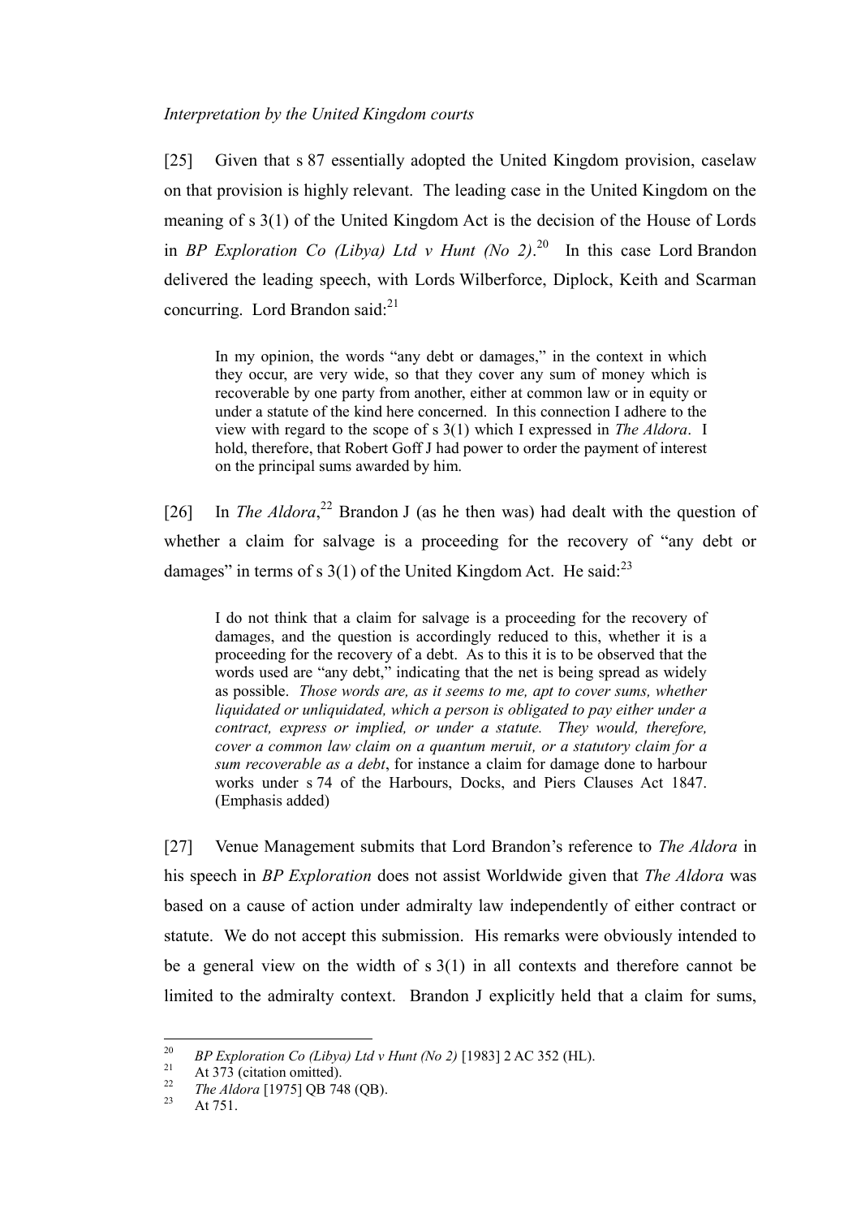*Interpretation by the United Kingdom courts*

[25] Given that s 87 essentially adopted the United Kingdom provision, caselaw on that provision is highly relevant. The leading case in the United Kingdom on the meaning of s 3(1) of the United Kingdom Act is the decision of the House of Lords in *BP Exploration Co (Libya) Ltd v Hunt (No 2)*.[20] In this case Lord Brandon delivered the leading speech, with Lords Wilberforce, Diplock, Keith and Scarman concurring. Lord Brandon said:[21]

> In my opinion, the words "any debt or damages," in the context in which they occur, are very wide, so that they cover any sum of money which is recoverable by one party from another, either at common law or in equity or under a statute of the kind here concerned. In this connection I adhere to the view with regard to the scope of s 3(1) which I expressed in *The Aldora*. I hold, therefore, that Robert Goff J had power to order the payment of interest on the principal sums awarded by him.

[26] In *The Aldora*,[22] Brandon J (as he then was) had dealt with the question of whether a claim for salvage is a proceeding for the recovery of "any debt or damages" in terms of s 3(1) of the United Kingdom Act. He said:[23]

> I do not think that a claim for salvage is a proceeding for the recovery of damages, and the question is accordingly reduced to this, whether it is a proceeding for the recovery of a debt. As to this it is to be observed that the words used are "any debt," indicating that the net is being spread as widely as possible. *Those words are, as it seems to me, apt to cover sums, whether liquidated or unliquidated, which a person is obligated to pay either under a contract, express or implied, or under a statute. They would, therefore, cover a common law claim on a quantum meruit, or a statutory claim for a sum recoverable as a debt*, for instance a claim for damage done to harbour works under s 74 of the Harbours, Docks, and Piers Clauses Act 1847. (Emphasis added)

[27] Venue Management submits that Lord Brandon's reference to *The Aldora* in his speech in *BP Exploration* does not assist Worldwide given that *The Aldora* was based on a cause of action under admiralty law independently of either contract or statute. We do not accept this submission. His remarks were obviously intended to be a general view on the width of s 3(1) in all contexts and therefore cannot be limited to the admiralty context. Brandon J explicitly held that a claim for sums,

---

[20] *BP Exploration Co (Libya) Ltd v Hunt (No 2)* [1983] 2 AC 352 (HL).

[21] At 373 (citation omitted).

[22] *The Aldora* [1975] QB 748 (QB).

[23] At 751.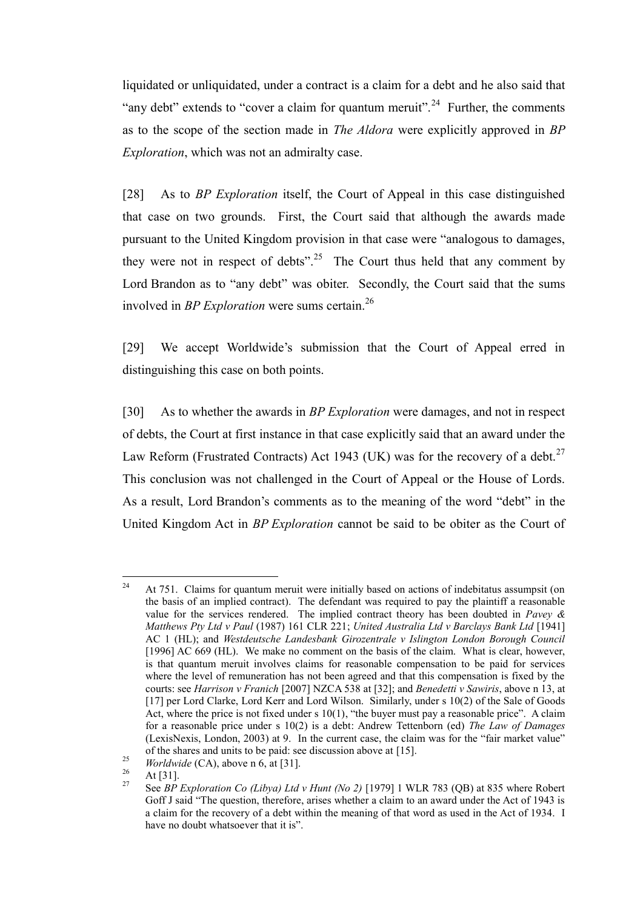liquidated or unliquidated, under a contract is a claim for a debt and he also said that "any debt" extends to "cover a claim for quantum meruit".[24] Further, the comments as to the scope of the section made in *The Aldora* were explicitly approved in *BP Exploration*, which was not an admiralty case.

[28] As to *BP Exploration* itself, the Court of Appeal in this case distinguished that case on two grounds. First, the Court said that although the awards made pursuant to the United Kingdom provision in that case were "analogous to damages, they were not in respect of debts".[25] The Court thus held that any comment by Lord Brandon as to "any debt" was obiter. Secondly, the Court said that the sums involved in *BP Exploration* were sums certain.[26]

[29] We accept Worldwide's submission that the Court of Appeal erred in distinguishing this case on both points.

[30] As to whether the awards in *BP Exploration* were damages, and not in respect of debts, the Court at first instance in that case explicitly said that an award under the Law Reform (Frustrated Contracts) Act 1943 (UK) was for the recovery of a debt.[27] This conclusion was not challenged in the Court of Appeal or the House of Lords. As a result, Lord Brandon's comments as to the meaning of the word "debt" in the United Kingdom Act in *BP Exploration* cannot be said to be obiter as the Court of

---

[24] At 751. Claims for quantum meruit were initially based on actions of indebitatus assumpsit (on the basis of an implied contract). The defendant was required to pay the plaintiff a reasonable value for the services rendered. The implied contract theory has been doubted in *Pavey & Matthews Pty Ltd v Paul* (1987) 161 CLR 221; *United Australia Ltd v Barclays Bank Ltd* [1941] AC 1 (HL); and *Westdeutsche Landesbank Girozentrale v Islington London Borough Council* [1996] AC 669 (HL). We make no comment on the basis of the claim. What is clear, however, is that quantum meruit involves claims for reasonable compensation to be paid for services where the level of remuneration has not been agreed and that this compensation is fixed by the courts: see *Harrison v Franich* [2007] NZCA 538 at [32]; and *Benedetti v Sawiris*, above n 13, at [17] per Lord Clarke, Lord Kerr and Lord Wilson. Similarly, under s 10(2) of the Sale of Goods Act, where the price is not fixed under s 10(1), "the buyer must pay a reasonable price". A claim for a reasonable price under s 10(2) is a debt: Andrew Tettenborn (ed) *The Law of Damages* (LexisNexis, London, 2003) at 9. In the current case, the claim was for the "fair market value" of the shares and units to be paid: see discussion above at [15].

[25] *Worldwide* (CA), above n 6, at [31].

[26] At [31].

[27] See *BP Exploration Co (Libya) Ltd v Hunt (No 2)* [1979] 1 WLR 783 (QB) at 835 where Robert Goff J said "The question, therefore, arises whether a claim to an award under the Act of 1943 is a claim for the recovery of a debt within the meaning of that word as used in the Act of 1934. I have no doubt whatsoever that it is".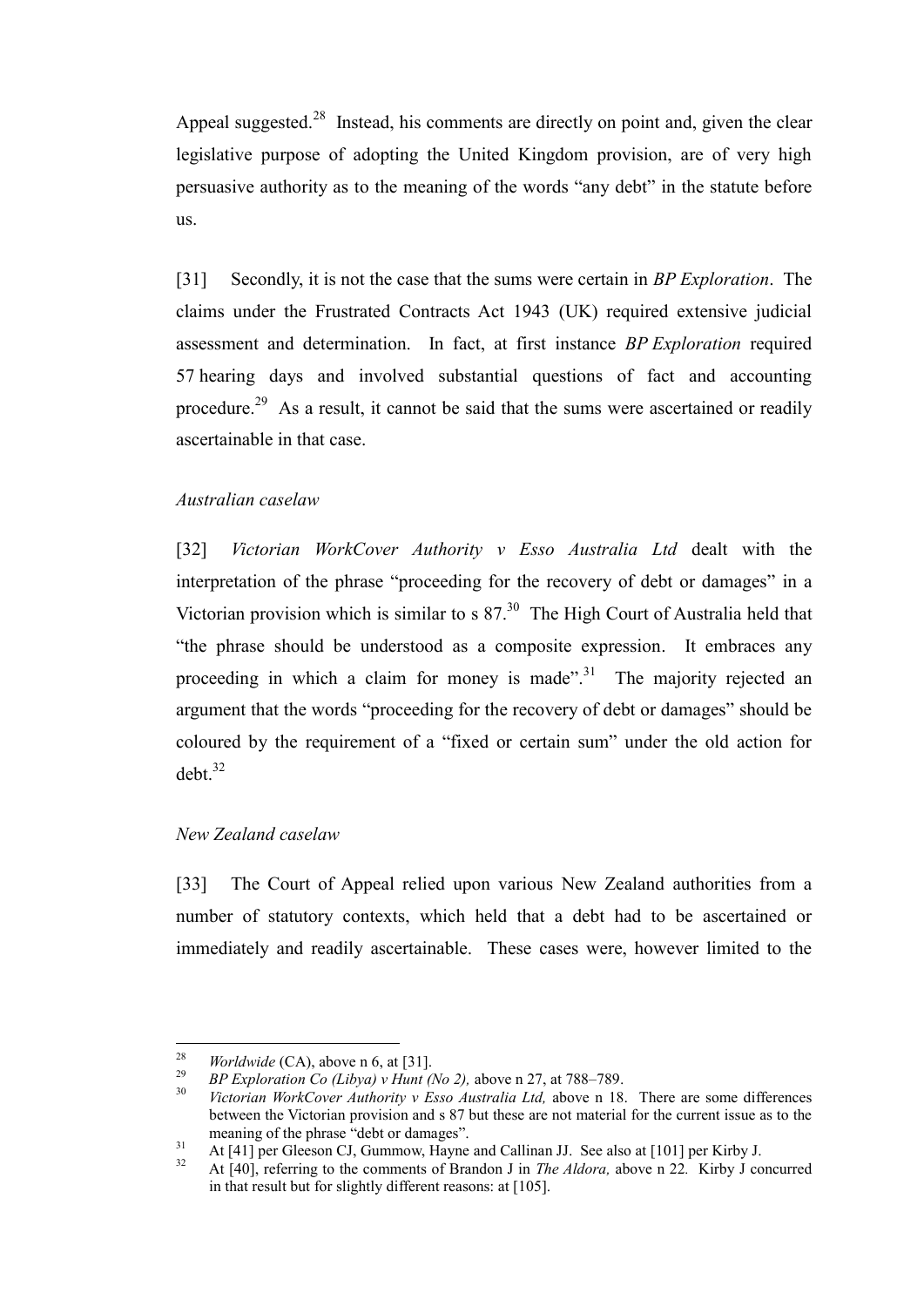Appeal suggested.[28] Instead, his comments are directly on point and, given the clear legislative purpose of adopting the United Kingdom provision, are of very high persuasive authority as to the meaning of the words "any debt" in the statute before us.

[31] Secondly, it is not the case that the sums were certain in *BP Exploration*. The claims under the Frustrated Contracts Act 1943 (UK) required extensive judicial assessment and determination. In fact, at first instance *BP Exploration* required 57 hearing days and involved substantial questions of fact and accounting procedure.[29] As a result, it cannot be said that the sums were ascertained or readily ascertainable in that case.

*Australian caselaw*

[32] *Victorian WorkCover Authority v Esso Australia Ltd* dealt with the interpretation of the phrase "proceeding for the recovery of debt or damages" in a Victorian provision which is similar to s 87.[30] The High Court of Australia held that "the phrase should be understood as a composite expression. It embraces any proceeding in which a claim for money is made".[31] The majority rejected an argument that the words "proceeding for the recovery of debt or damages" should be coloured by the requirement of a "fixed or certain sum" under the old action for debt.[32]

*New Zealand caselaw*

[33] The Court of Appeal relied upon various New Zealand authorities from a number of statutory contexts, which held that a debt had to be ascertained or immediately and readily ascertainable. These cases were, however limited to the

---

[28] *Worldwide* (CA), above n 6, at [31].

[29] *BP Exploration Co (Libya) v Hunt (No 2),* above n 27, at 788–789.

[30] *Victorian WorkCover Authority v Esso Australia Ltd,* above n 18. There are some differences between the Victorian provision and s 87 but these are not material for the current issue as to the meaning of the phrase "debt or damages".

[31] At [41] per Gleeson CJ, Gummow, Hayne and Callinan JJ. See also at [101] per Kirby J.

[32] At [40], referring to the comments of Brandon J in *The Aldora,* above n 22. Kirby J concurred in that result but for slightly different reasons: at [105].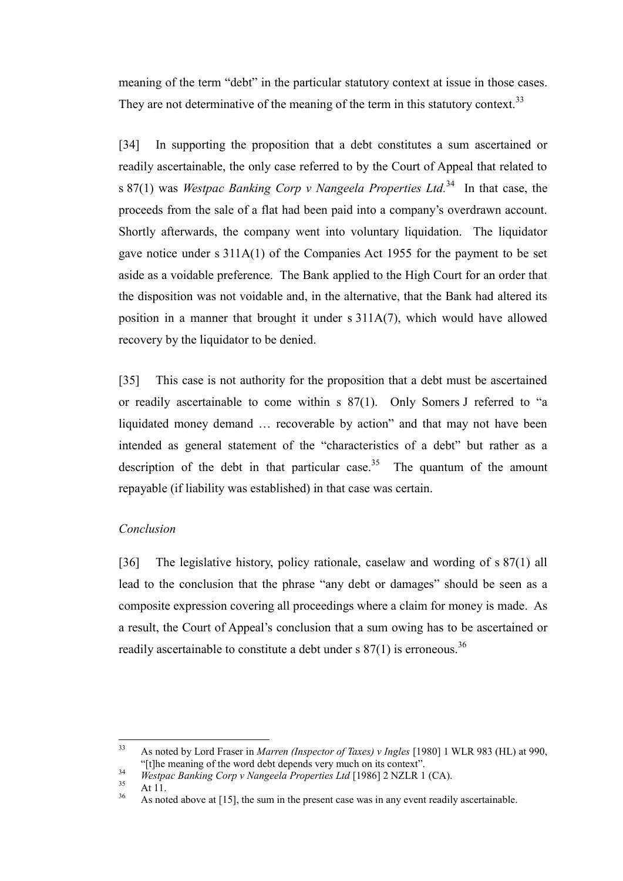meaning of the term "debt" in the particular statutory context at issue in those cases. They are not determinative of the meaning of the term in this statutory context.[33]

[34] In supporting the proposition that a debt constitutes a sum ascertained or readily ascertainable, the only case referred to by the Court of Appeal that related to s 87(1) was *Westpac Banking Corp v Nangeela Properties Ltd*.[34] In that case, the proceeds from the sale of a flat had been paid into a company's overdrawn account. Shortly afterwards, the company went into voluntary liquidation. The liquidator gave notice under s 311A(1) of the Companies Act 1955 for the payment to be set aside as a voidable preference. The Bank applied to the High Court for an order that the disposition was not voidable and, in the alternative, that the Bank had altered its position in a manner that brought it under s 311A(7), which would have allowed recovery by the liquidator to be denied.

[35] This case is not authority for the proposition that a debt must be ascertained or readily ascertainable to come within s 87(1). Only Somers J referred to "a liquidated money demand … recoverable by action" and that may not have been intended as general statement of the "characteristics of a debt" but rather as a description of the debt in that particular case.[35] The quantum of the amount repayable (if liability was established) in that case was certain.

*Conclusion*

[36] The legislative history, policy rationale, caselaw and wording of s 87(1) all lead to the conclusion that the phrase "any debt or damages" should be seen as a composite expression covering all proceedings where a claim for money is made. As a result, the Court of Appeal's conclusion that a sum owing has to be ascertained or readily ascertainable to constitute a debt under s 87(1) is erroneous.[36]

---

[33] As noted by Lord Fraser in *Marren (Inspector of Taxes) v Ingles* [1980] 1 WLR 983 (HL) at 990, "[t]he meaning of the word debt depends very much on its context".

[34] *Westpac Banking Corp v Nangeela Properties Ltd* [1986] 2 NZLR 1 (CA).

[35] At 11.

[36] As noted above at [15], the sum in the present case was in any event readily ascertainable.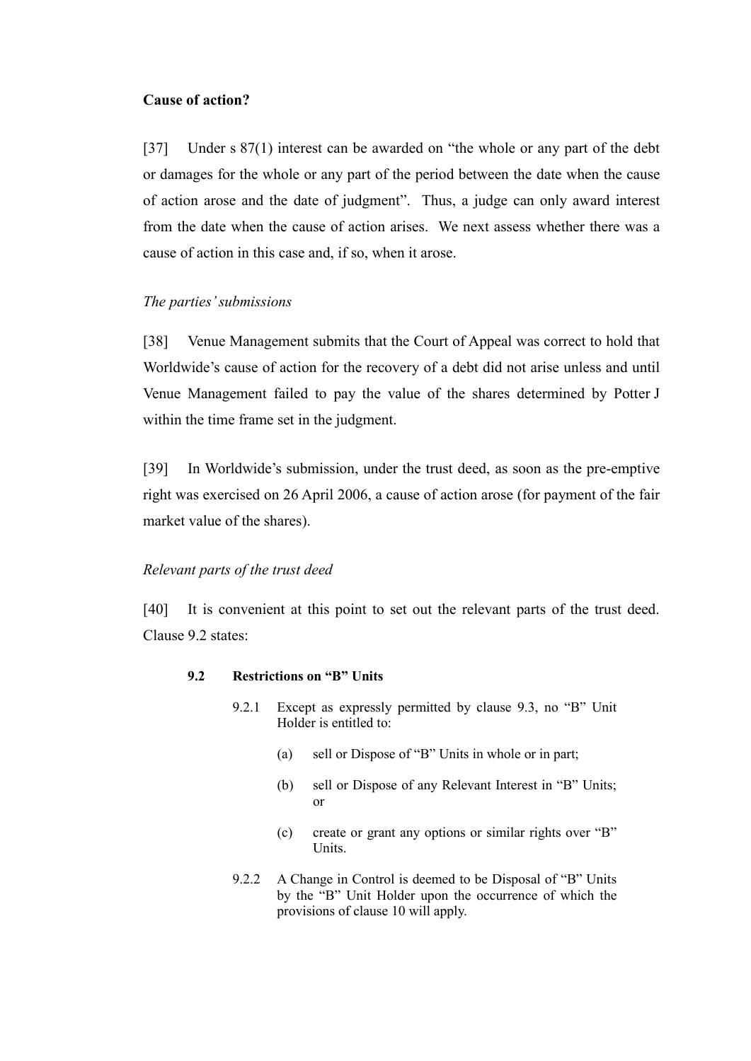**Cause of action?**

[37] Under s 87(1) interest can be awarded on "the whole or any part of the debt or damages for the whole or any part of the period between the date when the cause of action arose and the date of judgment". Thus, a judge can only award interest from the date when the cause of action arises. We next assess whether there was a cause of action in this case and, if so, when it arose.

*The parties' submissions*

[38] Venue Management submits that the Court of Appeal was correct to hold that Worldwide's cause of action for the recovery of a debt did not arise unless and until Venue Management failed to pay the value of the shares determined by Potter J within the time frame set in the judgment.

[39] In Worldwide's submission, under the trust deed, as soon as the pre-emptive right was exercised on 26 April 2006, a cause of action arose (for payment of the fair market value of the shares).

*Relevant parts of the trust deed*

[40] It is convenient at this point to set out the relevant parts of the trust deed. Clause 9.2 states:

> **9.2 Restrictions on "B" Units**
>
> 9.2.1 Except as expressly permitted by clause 9.3, no "B" Unit Holder is entitled to:
>
> (a) sell or Dispose of "B" Units in whole or in part;
>
> (b) sell or Dispose of any Relevant Interest in "B" Units; or
>
> (c) create or grant any options or similar rights over "B" Units.
>
> 9.2.2 A Change in Control is deemed to be Disposal of "B" Units by the "B" Unit Holder upon the occurrence of which the provisions of clause 10 will apply.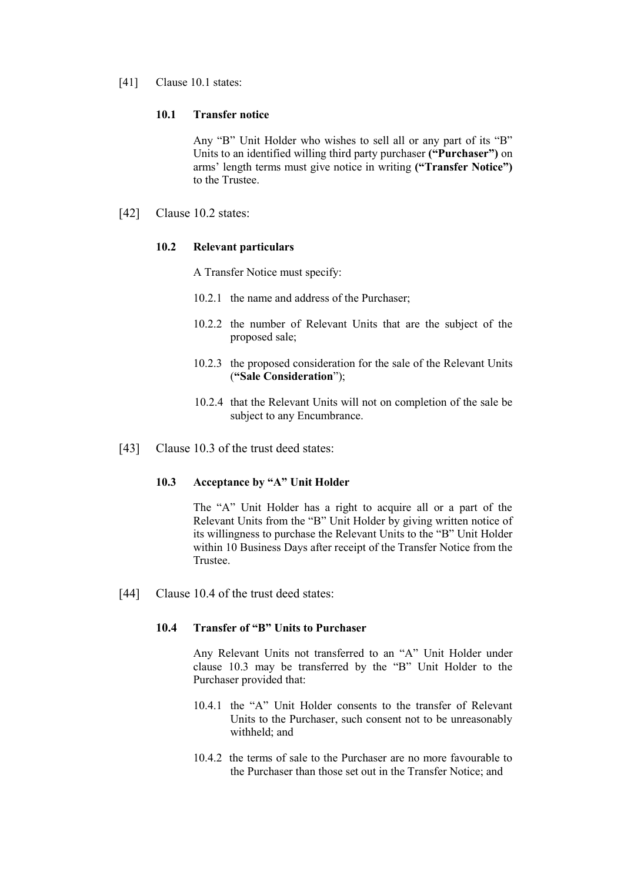[41] Clause 10.1 states:

> **10.1 Transfer notice**
>
> Any “B” Unit Holder who wishes to sell all or any part of its “B” Units to an identified willing third party purchaser **(“Purchaser”)** on arms’ length terms must give notice in writing **(“Transfer Notice”)** to the Trustee.

[42] Clause 10.2 states:

> **10.2 Relevant particulars**
>
> A Transfer Notice must specify:
>
> 10.2.1 the name and address of the Purchaser;
>
> 10.2.2 the number of Relevant Units that are the subject of the proposed sale;
>
> 10.2.3 the proposed consideration for the sale of the Relevant Units (**“Sale Consideration**”);
>
> 10.2.4 that the Relevant Units will not on completion of the sale be subject to any Encumbrance.

[43] Clause 10.3 of the trust deed states:

> **10.3 Acceptance by “A” Unit Holder**
>
> The “A” Unit Holder has a right to acquire all or a part of the Relevant Units from the “B” Unit Holder by giving written notice of its willingness to purchase the Relevant Units to the “B” Unit Holder within 10 Business Days after receipt of the Transfer Notice from the Trustee.

[44] Clause 10.4 of the trust deed states:

> **10.4 Transfer of “B” Units to Purchaser**
>
> Any Relevant Units not transferred to an “A” Unit Holder under clause 10.3 may be transferred by the “B” Unit Holder to the Purchaser provided that:
>
> 10.4.1 the “A” Unit Holder consents to the transfer of Relevant Units to the Purchaser, such consent not to be unreasonably withheld; and
>
> 10.4.2 the terms of sale to the Purchaser are no more favourable to the Purchaser than those set out in the Transfer Notice; and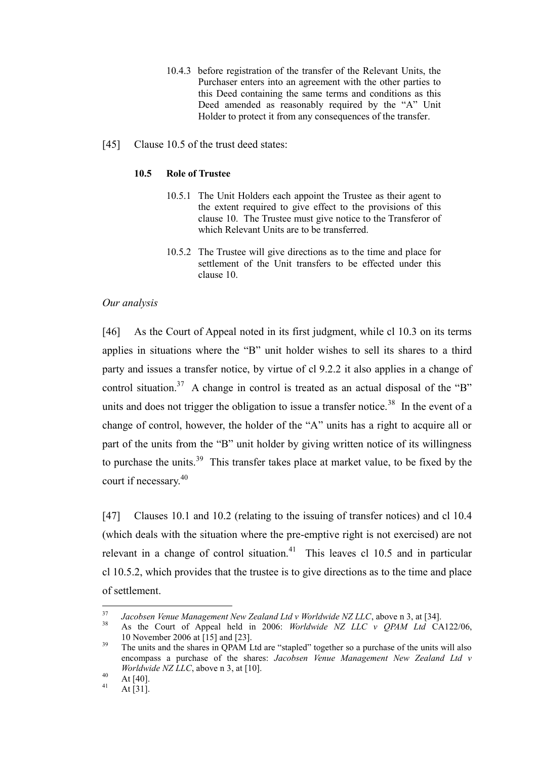10.4.3 before registration of the transfer of the Relevant Units, the Purchaser enters into an agreement with the other parties to this Deed containing the same terms and conditions as this Deed amended as reasonably required by the "A" Unit Holder to protect it from any consequences of the transfer.

[45] Clause 10.5 of the trust deed states:

**10.5 Role of Trustee**

10.5.1 The Unit Holders each appoint the Trustee as their agent to the extent required to give effect to the provisions of this clause 10. The Trustee must give notice to the Transferor of which Relevant Units are to be transferred.

10.5.2 The Trustee will give directions as to the time and place for settlement of the Unit transfers to be effected under this clause 10.

*Our analysis*

[46] As the Court of Appeal noted in its first judgment, while cl 10.3 on its terms applies in situations where the "B" unit holder wishes to sell its shares to a third party and issues a transfer notice, by virtue of cl 9.2.2 it also applies in a change of control situation.[37] A change in control is treated as an actual disposal of the "B" units and does not trigger the obligation to issue a transfer notice.[38] In the event of a change of control, however, the holder of the "A" units has a right to acquire all or part of the units from the "B" unit holder by giving written notice of its willingness to purchase the units.[39] This transfer takes place at market value, to be fixed by the court if necessary.[40]

[47] Clauses 10.1 and 10.2 (relating to the issuing of transfer notices) and cl 10.4 (which deals with the situation where the pre-emptive right is not exercised) are not relevant in a change of control situation.[41] This leaves cl 10.5 and in particular cl 10.5.2, which provides that the trustee is to give directions as to the time and place of settlement.

---

[37] *Jacobsen Venue Management New Zealand Ltd v Worldwide NZ LLC*, above n 3, at [34].

[38] As the Court of Appeal held in 2006: *Worldwide NZ LLC v QPAM Ltd* CA122/06, 10 November 2006 at [15] and [23].

[39] The units and the shares in QPAM Ltd are "stapled" together so a purchase of the units will also encompass a purchase of the shares: *Jacobsen Venue Management New Zealand Ltd v Worldwide NZ LLC*, above n 3, at [10].

[40] At [40].

[41] At [31].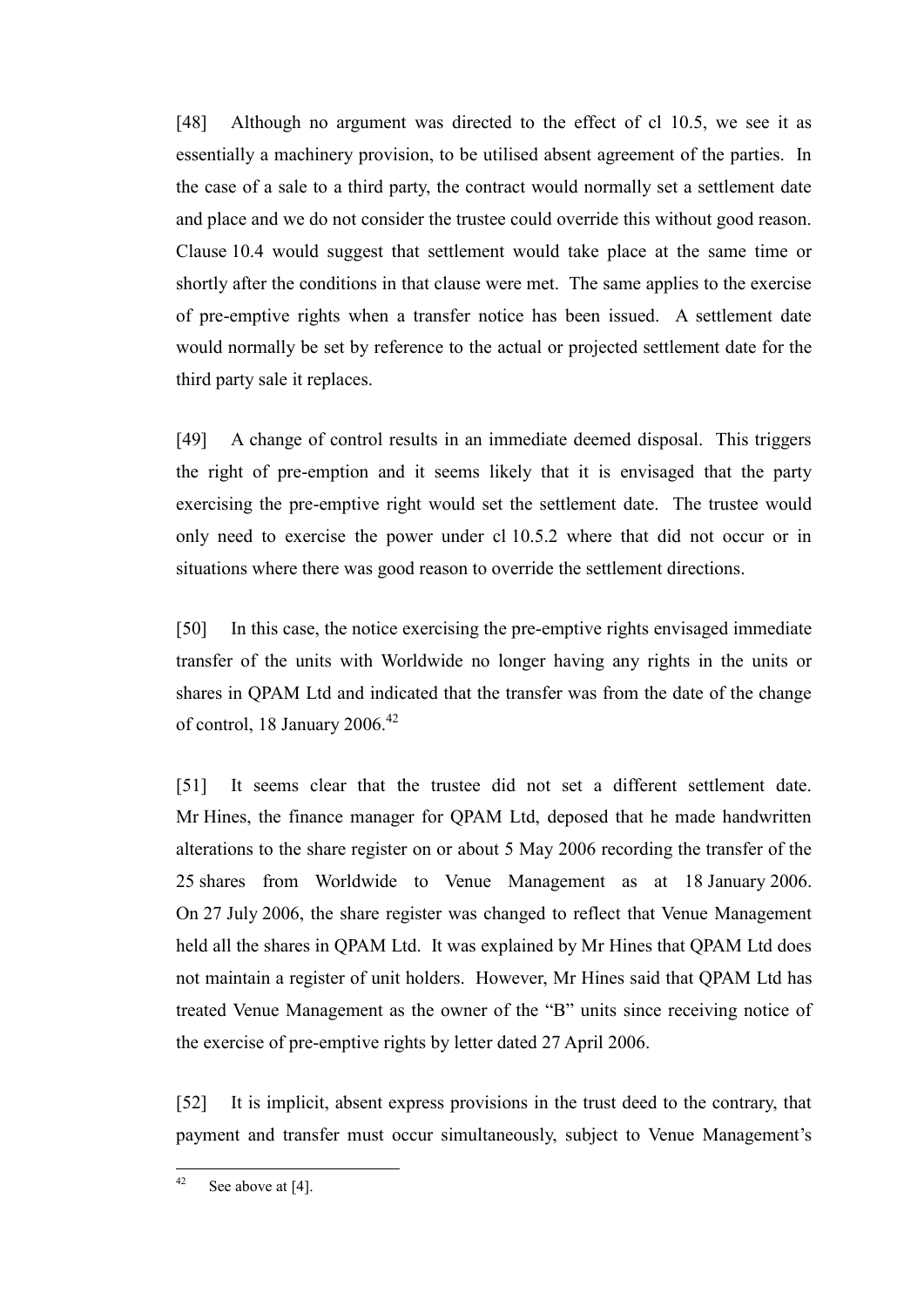[48] Although no argument was directed to the effect of cl 10.5, we see it as essentially a machinery provision, to be utilised absent agreement of the parties. In the case of a sale to a third party, the contract would normally set a settlement date and place and we do not consider the trustee could override this without good reason. Clause 10.4 would suggest that settlement would take place at the same time or shortly after the conditions in that clause were met. The same applies to the exercise of pre-emptive rights when a transfer notice has been issued. A settlement date would normally be set by reference to the actual or projected settlement date for the third party sale it replaces.

[49] A change of control results in an immediate deemed disposal. This triggers the right of pre-emption and it seems likely that it is envisaged that the party exercising the pre-emptive right would set the settlement date. The trustee would only need to exercise the power under cl 10.5.2 where that did not occur or in situations where there was good reason to override the settlement directions.

[50] In this case, the notice exercising the pre-emptive rights envisaged immediate transfer of the units with Worldwide no longer having any rights in the units or shares in QPAM Ltd and indicated that the transfer was from the date of the change of control, 18 January 2006.[42]

[51] It seems clear that the trustee did not set a different settlement date. Mr Hines, the finance manager for QPAM Ltd, deposed that he made handwritten alterations to the share register on or about 5 May 2006 recording the transfer of the 25 shares from Worldwide to Venue Management as at 18 January 2006. On 27 July 2006, the share register was changed to reflect that Venue Management held all the shares in QPAM Ltd. It was explained by Mr Hines that QPAM Ltd does not maintain a register of unit holders. However, Mr Hines said that QPAM Ltd has treated Venue Management as the owner of the "B" units since receiving notice of the exercise of pre-emptive rights by letter dated 27 April 2006.

[52] It is implicit, absent express provisions in the trust deed to the contrary, that payment and transfer must occur simultaneously, subject to Venue Management's

---

[42] See above at [4].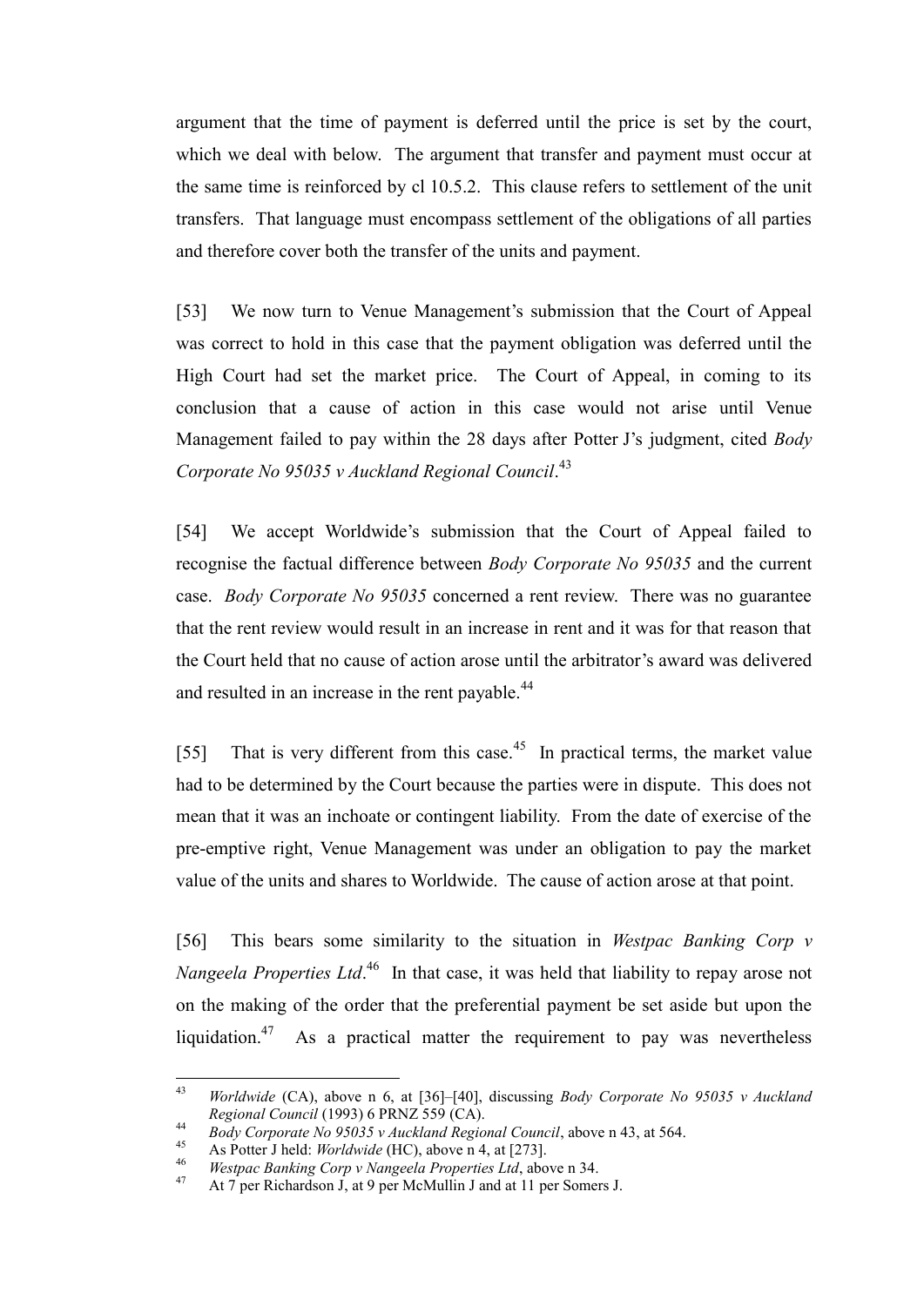argument that the time of payment is deferred until the price is set by the court, which we deal with below. The argument that transfer and payment must occur at the same time is reinforced by cl 10.5.2. This clause refers to settlement of the unit transfers. That language must encompass settlement of the obligations of all parties and therefore cover both the transfer of the units and payment.

[53] We now turn to Venue Management's submission that the Court of Appeal was correct to hold in this case that the payment obligation was deferred until the High Court had set the market price. The Court of Appeal, in coming to its conclusion that a cause of action in this case would not arise until Venue Management failed to pay within the 28 days after Potter J's judgment, cited *Body Corporate No 95035 v Auckland Regional Council*.[43]

[54] We accept Worldwide's submission that the Court of Appeal failed to recognise the factual difference between *Body Corporate No 95035* and the current case. *Body Corporate No 95035* concerned a rent review. There was no guarantee that the rent review would result in an increase in rent and it was for that reason that the Court held that no cause of action arose until the arbitrator's award was delivered and resulted in an increase in the rent payable.[44]

[55] That is very different from this case.[45] In practical terms, the market value had to be determined by the Court because the parties were in dispute. This does not mean that it was an inchoate or contingent liability. From the date of exercise of the pre-emptive right, Venue Management was under an obligation to pay the market value of the units and shares to Worldwide. The cause of action arose at that point.

[56] This bears some similarity to the situation in *Westpac Banking Corp v Nangeela Properties Ltd*.[46] In that case, it was held that liability to repay arose not on the making of the order that the preferential payment be set aside but upon the liquidation.[47] As a practical matter the requirement to pay was nevertheless

---

[43] *Worldwide* (CA), above n 6, at [36]–[40], discussing *Body Corporate No 95035 v Auckland Regional Council* (1993) 6 PRNZ 559 (CA).

[44] *Body Corporate No 95035 v Auckland Regional Council*, above n 43, at 564.

[45] As Potter J held: *Worldwide* (HC), above n 4, at [273].

[46] *Westpac Banking Corp v Nangeela Properties Ltd*, above n 34.

[47] At 7 per Richardson J, at 9 per McMullin J and at 11 per Somers J.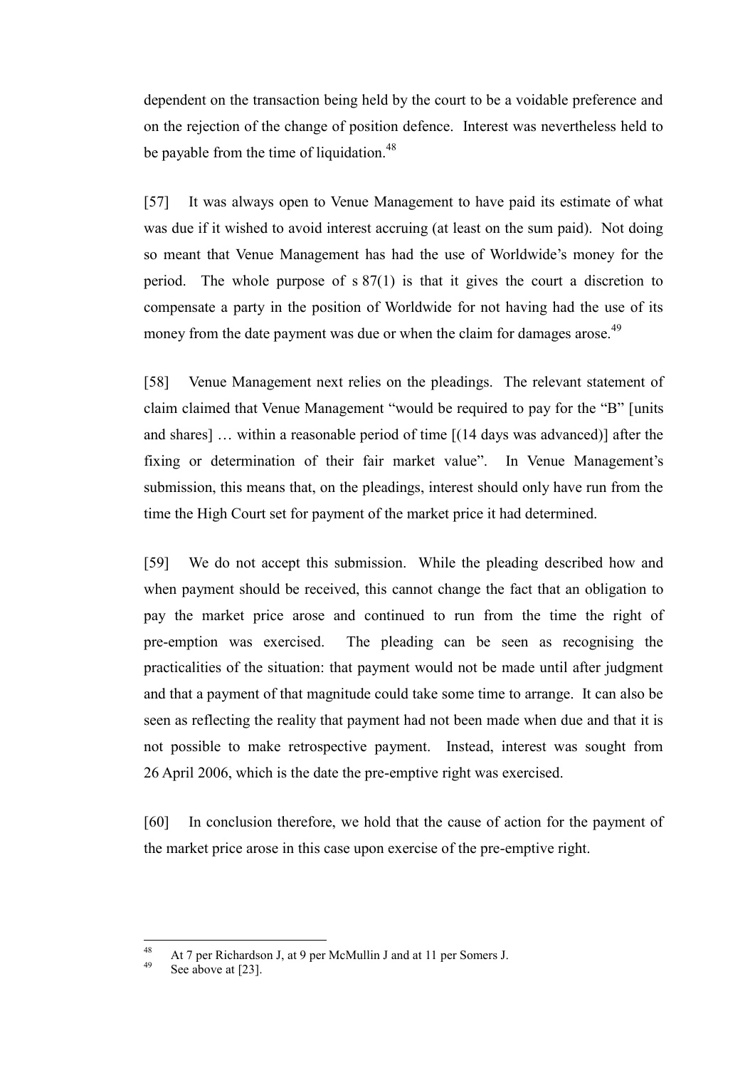dependent on the transaction being held by the court to be a voidable preference and on the rejection of the change of position defence. Interest was nevertheless held to be payable from the time of liquidation.[48]

[57] It was always open to Venue Management to have paid its estimate of what was due if it wished to avoid interest accruing (at least on the sum paid). Not doing so meant that Venue Management has had the use of Worldwide's money for the period. The whole purpose of s 87(1) is that it gives the court a discretion to compensate a party in the position of Worldwide for not having had the use of its money from the date payment was due or when the claim for damages arose.[49]

[58] Venue Management next relies on the pleadings. The relevant statement of claim claimed that Venue Management "would be required to pay for the "B" [units and shares] … within a reasonable period of time [(14 days was advanced)] after the fixing or determination of their fair market value". In Venue Management's submission, this means that, on the pleadings, interest should only have run from the time the High Court set for payment of the market price it had determined.

[59] We do not accept this submission. While the pleading described how and when payment should be received, this cannot change the fact that an obligation to pay the market price arose and continued to run from the time the right of pre-emption was exercised. The pleading can be seen as recognising the practicalities of the situation: that payment would not be made until after judgment and that a payment of that magnitude could take some time to arrange. It can also be seen as reflecting the reality that payment had not been made when due and that it is not possible to make retrospective payment. Instead, interest was sought from 26 April 2006, which is the date the pre-emptive right was exercised.

[60] In conclusion therefore, we hold that the cause of action for the payment of the market price arose in this case upon exercise of the pre-emptive right.

---

[48] At 7 per Richardson J, at 9 per McMullin J and at 11 per Somers J.

[49] See above at [23].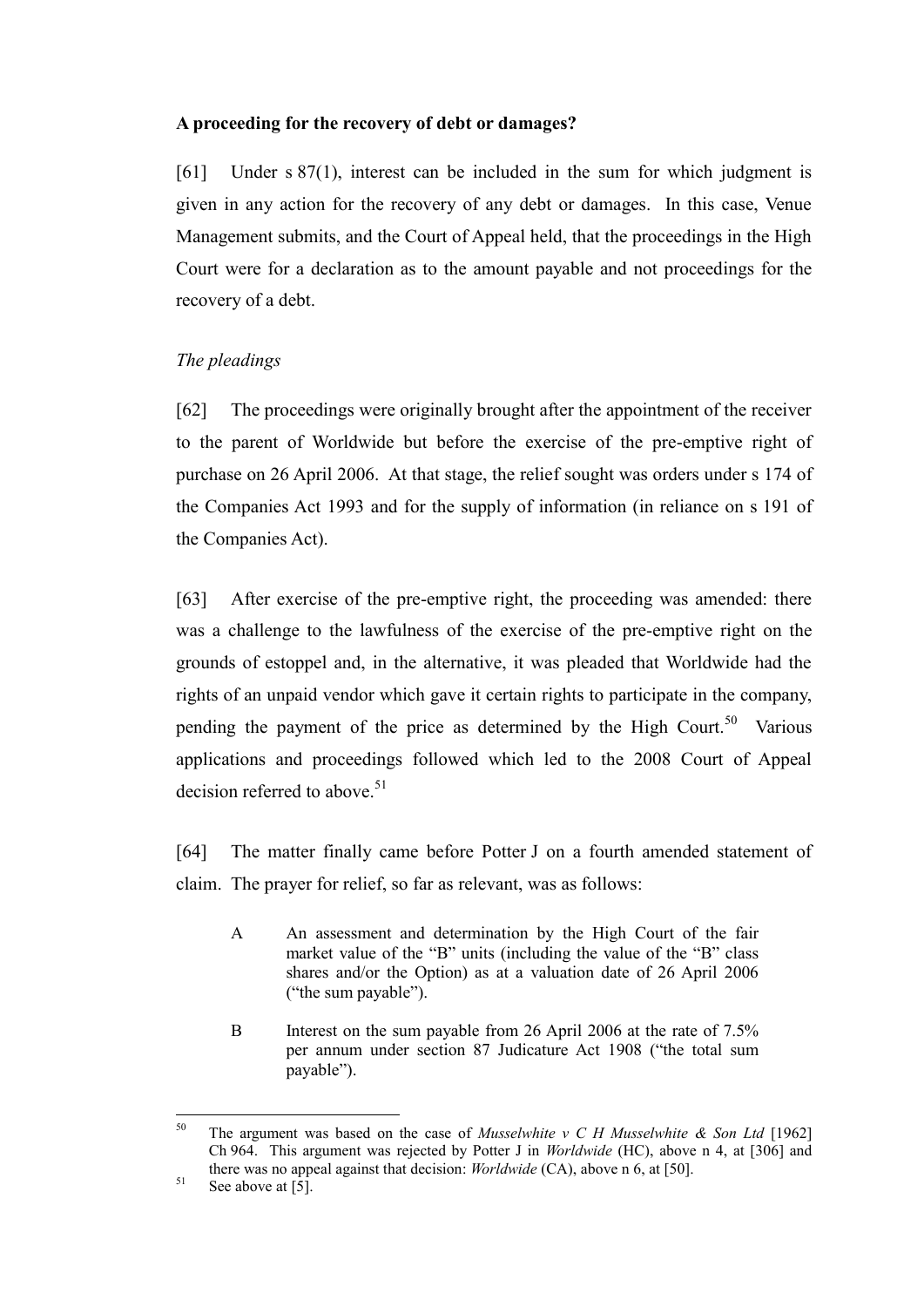**A proceeding for the recovery of debt or damages?**

[61] Under s 87(1), interest can be included in the sum for which judgment is given in any action for the recovery of any debt or damages. In this case, Venue Management submits, and the Court of Appeal held, that the proceedings in the High Court were for a declaration as to the amount payable and not proceedings for the recovery of a debt.

*The pleadings*

[62] The proceedings were originally brought after the appointment of the receiver to the parent of Worldwide but before the exercise of the pre-emptive right of purchase on 26 April 2006. At that stage, the relief sought was orders under s 174 of the Companies Act 1993 and for the supply of information (in reliance on s 191 of the Companies Act).

[63] After exercise of the pre-emptive right, the proceeding was amended: there was a challenge to the lawfulness of the exercise of the pre-emptive right on the grounds of estoppel and, in the alternative, it was pleaded that Worldwide had the rights of an unpaid vendor which gave it certain rights to participate in the company, pending the payment of the price as determined by the High Court.[50] Various applications and proceedings followed which led to the 2008 Court of Appeal decision referred to above.[51]

[64] The matter finally came before Potter J on a fourth amended statement of claim. The prayer for relief, so far as relevant, was as follows:

> A An assessment and determination by the High Court of the fair market value of the "B" units (including the value of the "B" class shares and/or the Option) as at a valuation date of 26 April 2006 ("the sum payable").
>
> B Interest on the sum payable from 26 April 2006 at the rate of 7.5% per annum under section 87 Judicature Act 1908 ("the total sum payable").

---

[50] The argument was based on the case of *Musselwhite v C H Musselwhite & Son Ltd* [1962] Ch 964. This argument was rejected by Potter J in *Worldwide* (HC), above n 4, at [306] and there was no appeal against that decision: *Worldwide* (CA), above n 6, at [50].

[51] See above at [5].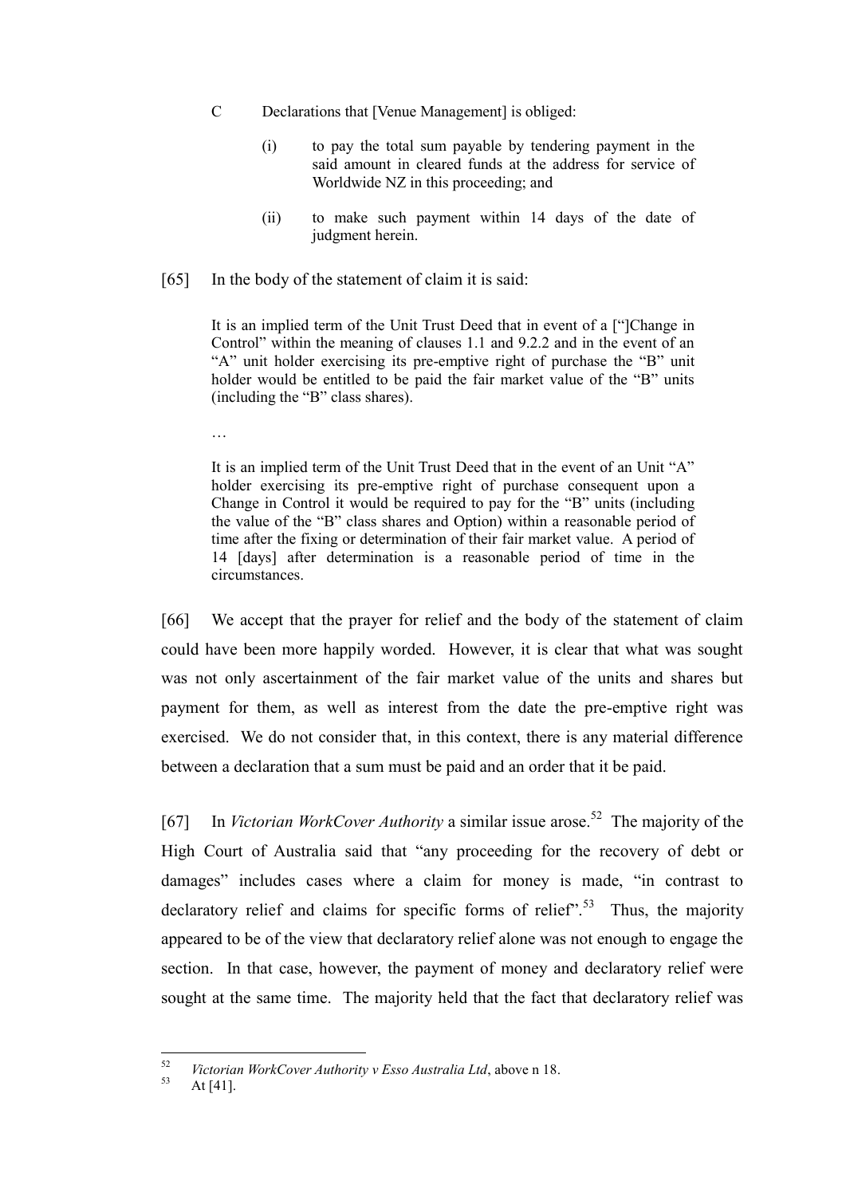C Declarations that [Venue Management] is obliged:

(i) to pay the total sum payable by tendering payment in the said amount in cleared funds at the address for service of Worldwide NZ in this proceeding; and

(ii) to make such payment within 14 days of the date of judgment herein.

[65] In the body of the statement of claim it is said:

> It is an implied term of the Unit Trust Deed that in event of a ["]Change in Control" within the meaning of clauses 1.1 and 9.2.2 and in the event of an "A" unit holder exercising its pre-emptive right of purchase the "B" unit holder would be entitled to be paid the fair market value of the "B" units (including the "B" class shares).
>
> …
>
> It is an implied term of the Unit Trust Deed that in the event of an Unit "A" holder exercising its pre-emptive right of purchase consequent upon a Change in Control it would be required to pay for the "B" units (including the value of the "B" class shares and Option) within a reasonable period of time after the fixing or determination of their fair market value. A period of 14 [days] after determination is a reasonable period of time in the circumstances.

[66] We accept that the prayer for relief and the body of the statement of claim could have been more happily worded. However, it is clear that what was sought was not only ascertainment of the fair market value of the units and shares but payment for them, as well as interest from the date the pre-emptive right was exercised. We do not consider that, in this context, there is any material difference between a declaration that a sum must be paid and an order that it be paid.

[67] In *Victorian WorkCover Authority* a similar issue arose.[52] The majority of the High Court of Australia said that "any proceeding for the recovery of debt or damages" includes cases where a claim for money is made, "in contrast to declaratory relief and claims for specific forms of relief".[53] Thus, the majority appeared to be of the view that declaratory relief alone was not enough to engage the section. In that case, however, the payment of money and declaratory relief were sought at the same time. The majority held that the fact that declaratory relief was

---

[52] *Victorian WorkCover Authority v Esso Australia Ltd*, above n 18.

[53] At [41].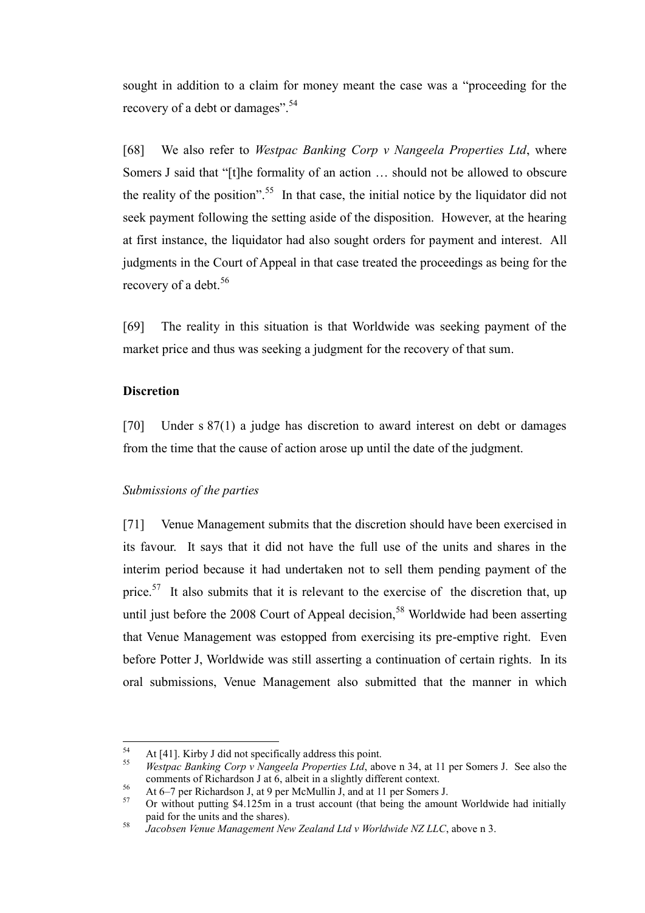sought in addition to a claim for money meant the case was a "proceeding for the recovery of a debt or damages".[54]

[68] We also refer to *Westpac Banking Corp v Nangeela Properties Ltd*, where Somers J said that "[t]he formality of an action … should not be allowed to obscure the reality of the position".[55] In that case, the initial notice by the liquidator did not seek payment following the setting aside of the disposition. However, at the hearing at first instance, the liquidator had also sought orders for payment and interest. All judgments in the Court of Appeal in that case treated the proceedings as being for the recovery of a debt.[56]

[69] The reality in this situation is that Worldwide was seeking payment of the market price and thus was seeking a judgment for the recovery of that sum.

**Discretion**

[70] Under s 87(1) a judge has discretion to award interest on debt or damages from the time that the cause of action arose up until the date of the judgment.

*Submissions of the parties*

[71] Venue Management submits that the discretion should have been exercised in its favour. It says that it did not have the full use of the units and shares in the interim period because it had undertaken not to sell them pending payment of the price.[57] It also submits that it is relevant to the exercise of the discretion that, up until just before the 2008 Court of Appeal decision,[58] Worldwide had been asserting that Venue Management was estopped from exercising its pre-emptive right. Even before Potter J, Worldwide was still asserting a continuation of certain rights. In its oral submissions, Venue Management also submitted that the manner in which

---

[54] At [41]. Kirby J did not specifically address this point.

[55] *Westpac Banking Corp v Nangeela Properties Ltd*, above n 34, at 11 per Somers J. See also the comments of Richardson J at 6, albeit in a slightly different context.

[56] At 6–7 per Richardson J, at 9 per McMullin J, and at 11 per Somers J.

[57] Or without putting $4.125m in a trust account (that being the amount Worldwide had initially paid for the units and the shares).

[58] *Jacobsen Venue Management New Zealand Ltd v Worldwide NZ LLC*, above n 3.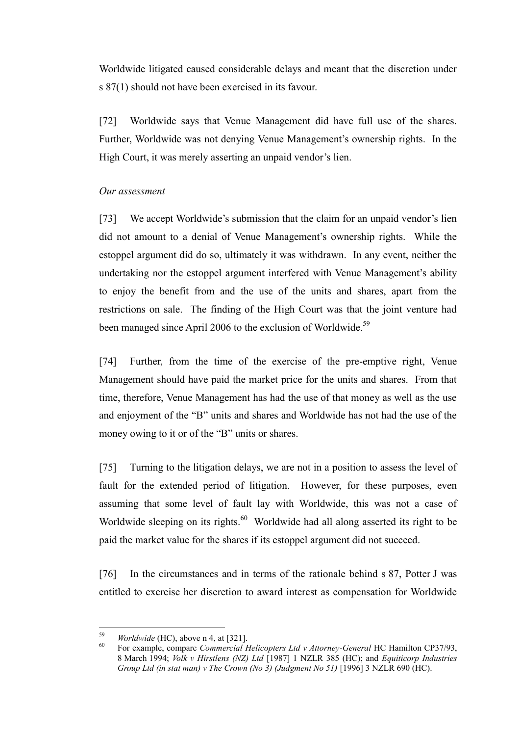Worldwide litigated caused considerable delays and meant that the discretion under s 87(1) should not have been exercised in its favour.

[72] Worldwide says that Venue Management did have full use of the shares. Further, Worldwide was not denying Venue Management's ownership rights. In the High Court, it was merely asserting an unpaid vendor's lien.

*Our assessment*

[73] We accept Worldwide's submission that the claim for an unpaid vendor's lien did not amount to a denial of Venue Management's ownership rights. While the estoppel argument did do so, ultimately it was withdrawn. In any event, neither the undertaking nor the estoppel argument interfered with Venue Management's ability to enjoy the benefit from and the use of the units and shares, apart from the restrictions on sale. The finding of the High Court was that the joint venture had been managed since April 2006 to the exclusion of Worldwide.[59]

[74] Further, from the time of the exercise of the pre-emptive right, Venue Management should have paid the market price for the units and shares. From that time, therefore, Venue Management has had the use of that money as well as the use and enjoyment of the "B" units and shares and Worldwide has not had the use of the money owing to it or of the "B" units or shares.

[75] Turning to the litigation delays, we are not in a position to assess the level of fault for the extended period of litigation. However, for these purposes, even assuming that some level of fault lay with Worldwide, this was not a case of Worldwide sleeping on its rights.[60] Worldwide had all along asserted its right to be paid the market value for the shares if its estoppel argument did not succeed.

[76] In the circumstances and in terms of the rationale behind s 87, Potter J was entitled to exercise her discretion to award interest as compensation for Worldwide

---

[59] *Worldwide* (HC), above n 4, at [321].

[60] For example, compare *Commercial Helicopters Ltd v Attorney-General* HC Hamilton CP37/93, 8 March 1994; *Volk v Hirstlens (NZ) Ltd* [1987] 1 NZLR 385 (HC); and *Equiticorp Industries Group Ltd (in stat man) v The Crown (No 3) (Judgment No 51)* [1996] 3 NZLR 690 (HC).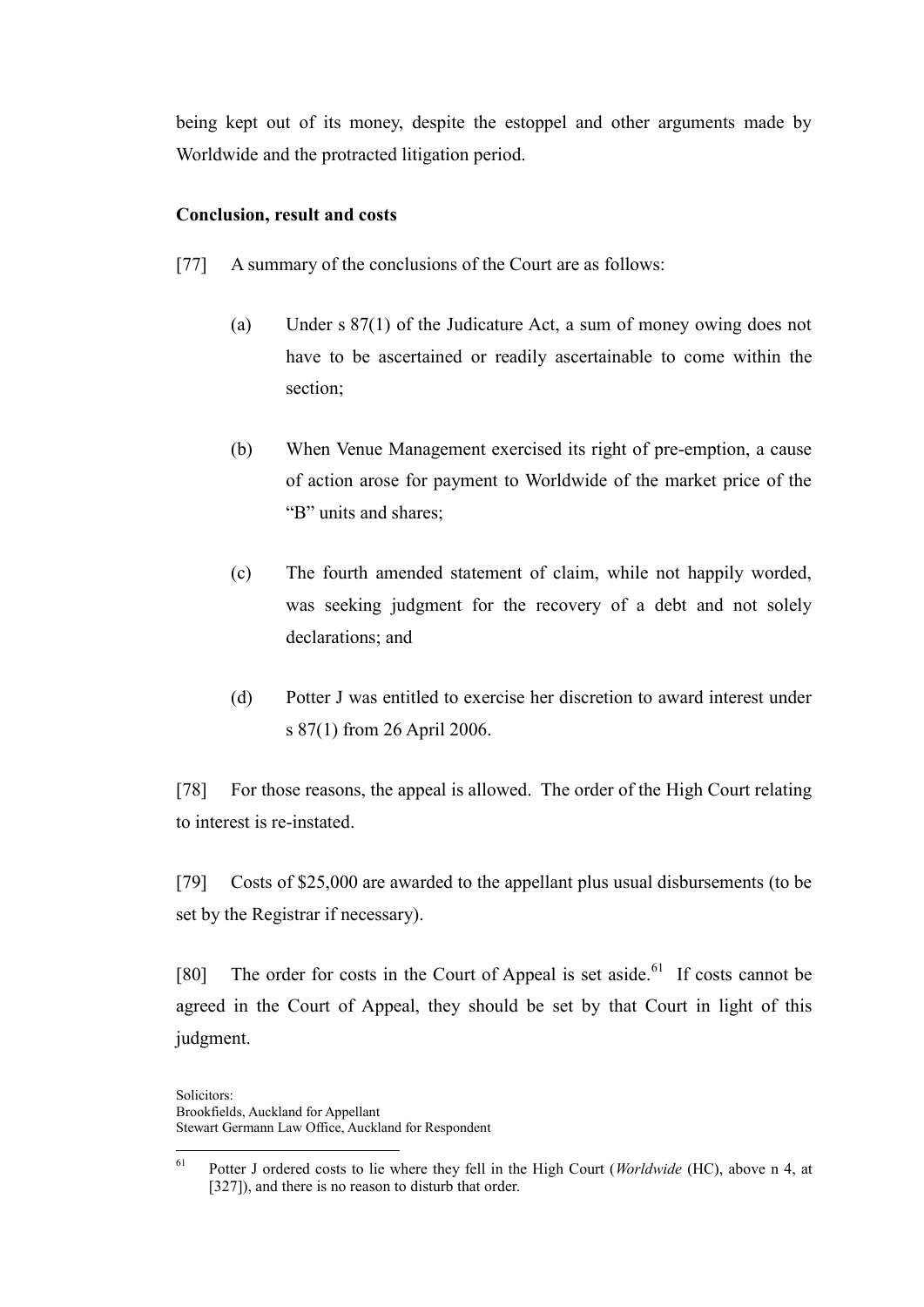being kept out of its money, despite the estoppel and other arguments made by Worldwide and the protracted litigation period.

**Conclusion, result and costs**

[77] A summary of the conclusions of the Court are as follows:

(a) Under s 87(1) of the Judicature Act, a sum of money owing does not have to be ascertained or readily ascertainable to come within the section;

(b) When Venue Management exercised its right of pre-emption, a cause of action arose for payment to Worldwide of the market price of the "B" units and shares;

(c) The fourth amended statement of claim, while not happily worded, was seeking judgment for the recovery of a debt and not solely declarations; and

(d) Potter J was entitled to exercise her discretion to award interest under s 87(1) from 26 April 2006.

[78] For those reasons, the appeal is allowed. The order of the High Court relating to interest is re-instated.

[79] Costs of $25,000 are awarded to the appellant plus usual disbursements (to be set by the Registrar if necessary).

[80] The order for costs in the Court of Appeal is set aside.[61] If costs cannot be agreed in the Court of Appeal, they should be set by that Court in light of this judgment.

Solicitors:
Brookfields, Auckland for Appellant
Stewart Germann Law Office, Auckland for Respondent

---

[61] Potter J ordered costs to lie where they fell in the High Court (*Worldwide* (HC), above n 4, at [327]), and there is no reason to disturb that order.